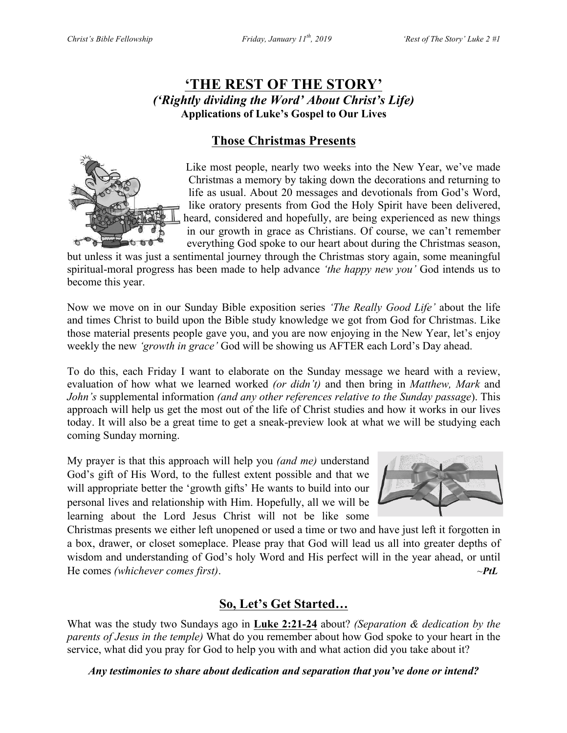# 'THE REST OF THE STORY'

## *('Rightly dividing the Word' About Christ's Life)*

**Applications of Luke's Gospel to Our Lives**

## Those Christmas Presents

Like most people, nearly two weeks into the New Year, we've made Christmas a memory by taking down the decorations and returning to life as usual. About 20 messages and devotionals from God's Word, like oratory presents from God the Holy Spirit have been delivered, heard, considered and hopefully, are being experienced as new things in our growth in grace as Christians. Of course, we can't remember everything God spoke to our heart about during the Christmas season, but unless it was just a sentimental journey through the Christmas story again, some meaningful spiritual-moral progress has been made to help advance *'the happy new you'* God intends us to become this year.

Now we move on in our Sunday Bible exposition series *'The Really Good Life'* about the life and times Christ to build upon the Bible study knowledge we got from God for Christmas. Like those material presents people gave you, and you are now enjoying in the New Year, let's enjoy weekly the new *'growth in grace'* God will be showing us AFTER each Lord's Day ahead.

To do this, each Friday I want to elaborate on the Sunday message we heard with a review, evaluation of how what we learned worked *(or didn't)* and then bring in *Matthew, Mark* and *John's* supplemental information *(and any other references relative to the Sunday passage*). This approach will help us get the most out of the life of Christ studies and how it works in our lives today. It will also be a great time to get a sneak-preview look at what we will be studying each coming Sunday morning.

My prayer is that this approach will help you *(and me)* understand God's gift of His Word, to the fullest extent possible and that we will appropriate better the 'growth gifts' He wants to build into our personal lives and relationship with Him. Hopefully, all we will be learning about the Lord Jesus Christ will not be like some Christmas presents we either left unopened or used a time or two and have just left it forgotten in a box, drawer, or closet someplace. Please pray that God will lead us all into greater depths of wisdom and understanding of God's holy Word and His perfect will in the year ahead, or until He comes *(whichever comes first)*. ~***PtL***

## So, Let's Get Started…

What was the study two Sundays ago in **Luke 2:21-24** about? *(Separation & dedication by the parents of Jesus in the temple)* What do you remember about how God spoke to your heart in the service, what did you pray for God to help you with and what action did you take about it?

***Any testimonies to share about dedication and separation that you've done or intend?***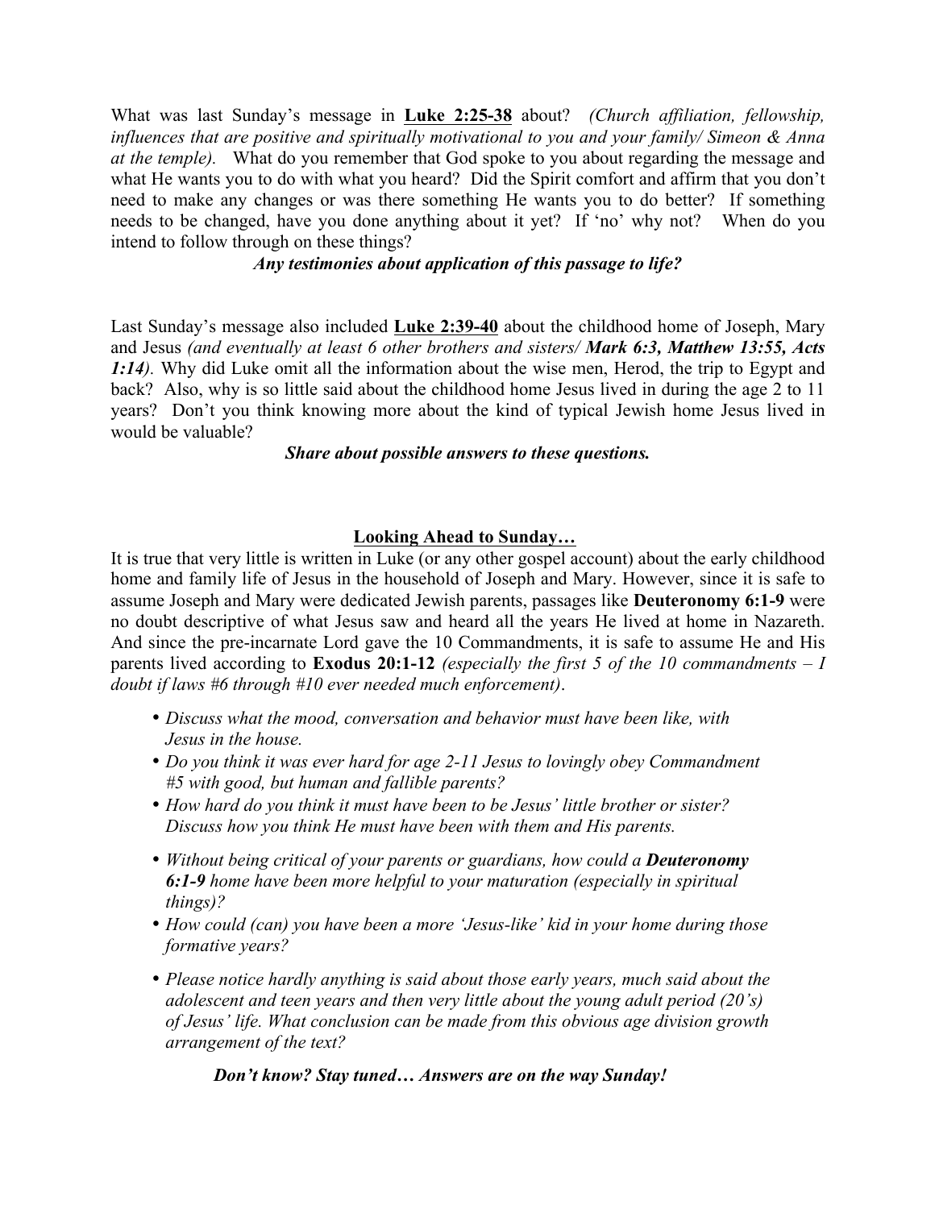What was last Sunday's message in **Luke 2:25-38** about? *(Church affiliation, fellowship, influences that are positive and spiritually motivational to you and your family/ Simeon & Anna at the temple).* What do you remember that God spoke to you about regarding the message and what He wants you to do with what you heard? Did the Spirit comfort and affirm that you don't need to make any changes or was there something He wants you to do better? If something needs to be changed, have you done anything about it yet? If 'no' why not? When do you intend to follow through on these things?

***Any testimonies about application of this passage to life?***

Last Sunday's message also included **Luke 2:39-40** about the childhood home of Joseph, Mary and Jesus *(and eventually at least 6 other brothers and sisters/ **Mark 6:3, Matthew 13:55, Acts 1:14**).* Why did Luke omit all the information about the wise men, Herod, the trip to Egypt and back? Also, why is so little said about the childhood home Jesus lived in during the age 2 to 11 years? Don't you think knowing more about the kind of typical Jewish home Jesus lived in would be valuable?

***Share about possible answers to these questions.***

## Looking Ahead to Sunday…

It is true that very little is written in Luke (or any other gospel account) about the early childhood home and family life of Jesus in the household of Joseph and Mary. However, since it is safe to assume Joseph and Mary were dedicated Jewish parents, passages like **Deuteronomy 6:1-9** were no doubt descriptive of what Jesus saw and heard all the years He lived at home in Nazareth. And since the pre-incarnate Lord gave the 10 Commandments, it is safe to assume He and His parents lived according to **Exodus 20:1-12** *(especially the first 5 of the 10 commandments – I doubt if laws #6 through #10 ever needed much enforcement).*

- *Discuss what the mood, conversation and behavior must have been like, with Jesus in the house.*
- *Do you think it was ever hard for age 2-11 Jesus to lovingly obey Commandment #5 with good, but human and fallible parents?*
- *How hard do you think it must have been to be Jesus' little brother or sister? Discuss how you think He must have been with them and His parents.*
- *Without being critical of your parents or guardians, how could a **Deuteronomy 6:1-9** home have been more helpful to your maturation (especially in spiritual things)?*
- *How could (can) you have been a more 'Jesus-like' kid in your home during those formative years?*
- *Please notice hardly anything is said about those early years, much said about the adolescent and teen years and then very little about the young adult period (20's) of Jesus' life. What conclusion can be made from this obvious age division growth arrangement of the text?*

***Don't know? Stay tuned… Answers are on the way Sunday!***